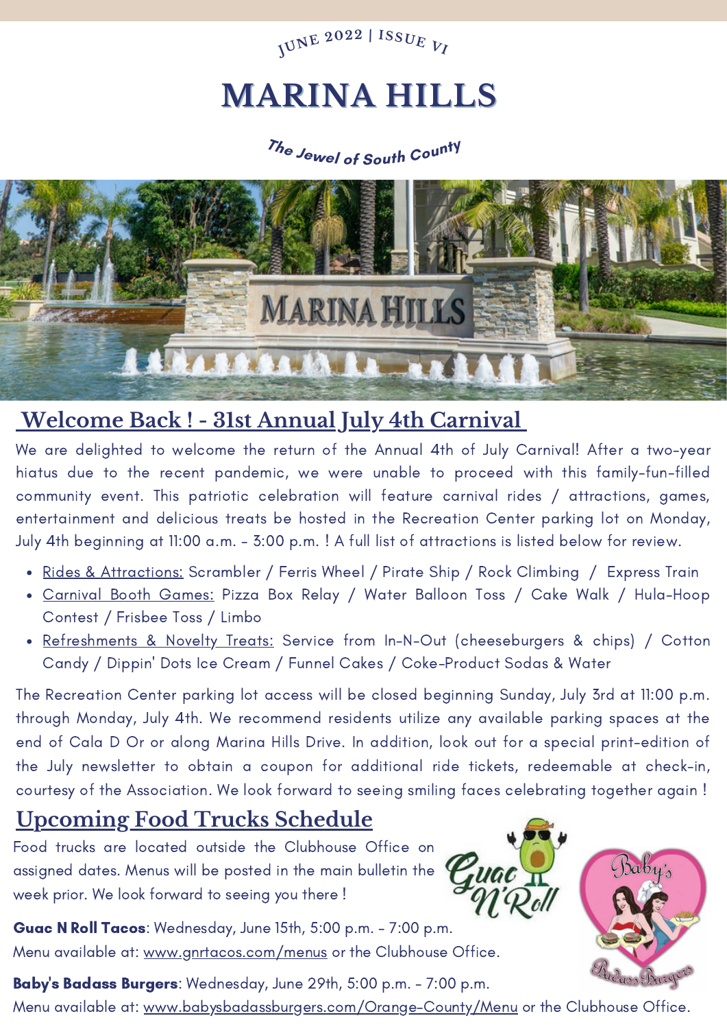JUNE 2022 | ISSUE VI

# MARINA HILLS

*The Jewel of South County*

## Welcome Back ! - 31st Annual July 4th Carnival

We are delighted to welcome the return of the Annual 4th of July Carnival! After a two-year hiatus due to the recent pandemic, we were unable to proceed with this family-fun-filled community event. This patriotic celebration will feature carnival rides / attractions, games, entertainment and delicious treats be hosted in the Recreation Center parking lot on Monday, July 4th beginning at 11:00 a.m. - 3:00 p.m. ! A full list of attractions is listed below for review.

- Rides & Attractions: Scrambler / Ferris Wheel / Pirate Ship / Rock Climbing / Express Train
- Carnival Booth Games: Pizza Box Relay / Water Balloon Toss / Cake Walk / Hula-Hoop Contest / Frisbee Toss / Limbo
- Refreshments & Novelty Treats: Service from In-N-Out (cheeseburgers & chips) / Cotton Candy / Dippin' Dots Ice Cream / Funnel Cakes / Coke-Product Sodas & Water

The Recreation Center parking lot access will be closed beginning Sunday, July 3rd at 11:00 p.m. through Monday, July 4th. We recommend residents utilize any available parking spaces at the end of Cala D Or or along Marina Hills Drive. In addition, look out for a special print-edition of the July newsletter to obtain a coupon for additional ride tickets, redeemable at check-in, courtesy of the Association. We look forward to seeing smiling faces celebrating together again !

## Upcoming Food Trucks Schedule

Food trucks are located outside the Clubhouse Office on assigned dates. Menus will be posted in the main bulletin the week prior. We look forward to seeing you there !

**Guac N Roll Tacos**: Wednesday, June 15th, 5:00 p.m. - 7:00 p.m.
Menu available at: www.gnrtacos.com/menus or the Clubhouse Office.

**Baby's Badass Burgers**: Wednesday, June 29th, 5:00 p.m. - 7:00 p.m.
Menu available at: www.babysbadassburgers.com/Orange-County/Menu or the Clubhouse Office.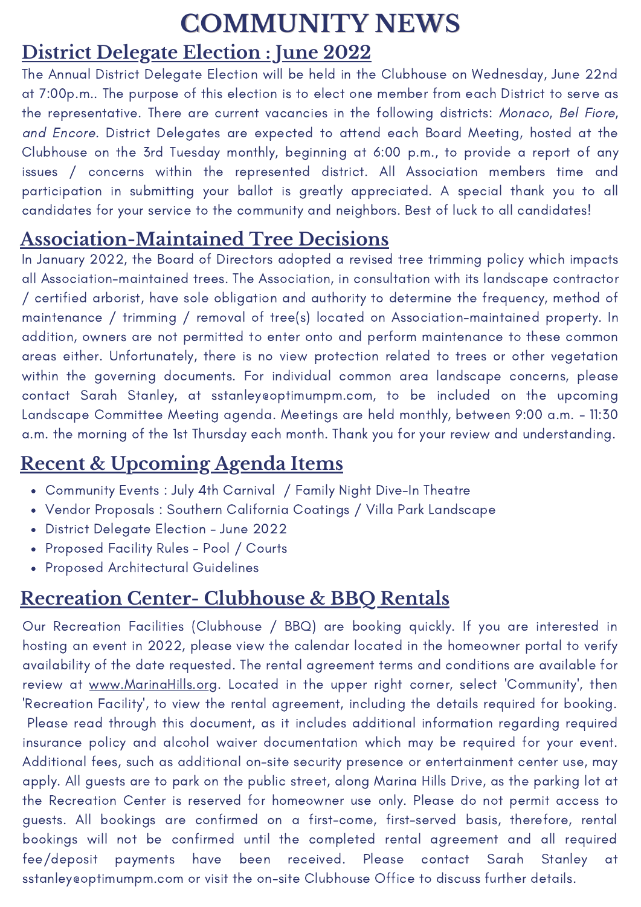# COMMUNITY NEWS

## District Delegate Election : June 2022

The Annual District Delegate Election will be held in the Clubhouse on Wednesday, June 22nd at 7:00p.m.. The purpose of this election is to elect one member from each District to serve as the representative. There are current vacancies in the following districts: *Monaco, Bel Fiore, and Encore*. District Delegates are expected to attend each Board Meeting, hosted at the Clubhouse on the 3rd Tuesday monthly, beginning at 6:00 p.m., to provide a report of any issues / concerns within the represented district. All Association members time and participation in submitting your ballot is greatly appreciated. A special thank you to all candidates for your service to the community and neighbors. Best of luck to all candidates!

## Association-Maintained Tree Decisions

In January 2022, the Board of Directors adopted a revised tree trimming policy which impacts all Association-maintained trees. The Association, in consultation with its landscape contractor / certified arborist, have sole obligation and authority to determine the frequency, method of maintenance / trimming / removal of tree(s) located on Association-maintained property. In addition, owners are not permitted to enter onto and perform maintenance to these common areas either. Unfortunately, there is no view protection related to trees or other vegetation within the governing documents. For individual common area landscape concerns, please contact Sarah Stanley, at sstanley@optimumpm.com, to be included on the upcoming Landscape Committee Meeting agenda. Meetings are held monthly, between 9:00 a.m. - 11:30 a.m. the morning of the 1st Thursday each month. Thank you for your review and understanding.

## Recent & Upcoming Agenda Items

- Community Events : July 4th Carnival / Family Night Dive-In Theatre
- Vendor Proposals : Southern California Coatings / Villa Park Landscape
- District Delegate Election - June 2022
- Proposed Facility Rules - Pool / Courts
- Proposed Architectural Guidelines

## Recreation Center- Clubhouse & BBQ Rentals

Our Recreation Facilities (Clubhouse / BBQ) are booking quickly. If you are interested in hosting an event in 2022, please view the calendar located in the homeowner portal to verify availability of the date requested. The rental agreement terms and conditions are available for review at www.MarinaHills.org. Located in the upper right corner, select 'Community', then 'Recreation Facility', to view the rental agreement, including the details required for booking. Please read through this document, as it includes additional information regarding required insurance policy and alcohol waiver documentation which may be required for your event. Additional fees, such as additional on-site security presence or entertainment center use, may apply. All guests are to park on the public street, along Marina Hills Drive, as the parking lot at the Recreation Center is reserved for homeowner use only. Please do not permit access to guests. All bookings are confirmed on a first-come, first-served basis, therefore, rental bookings will not be confirmed until the completed rental agreement and all required fee/deposit payments have been received. Please contact Sarah Stanley at sstanley@optimumpm.com or visit the on-site Clubhouse Office to discuss further details.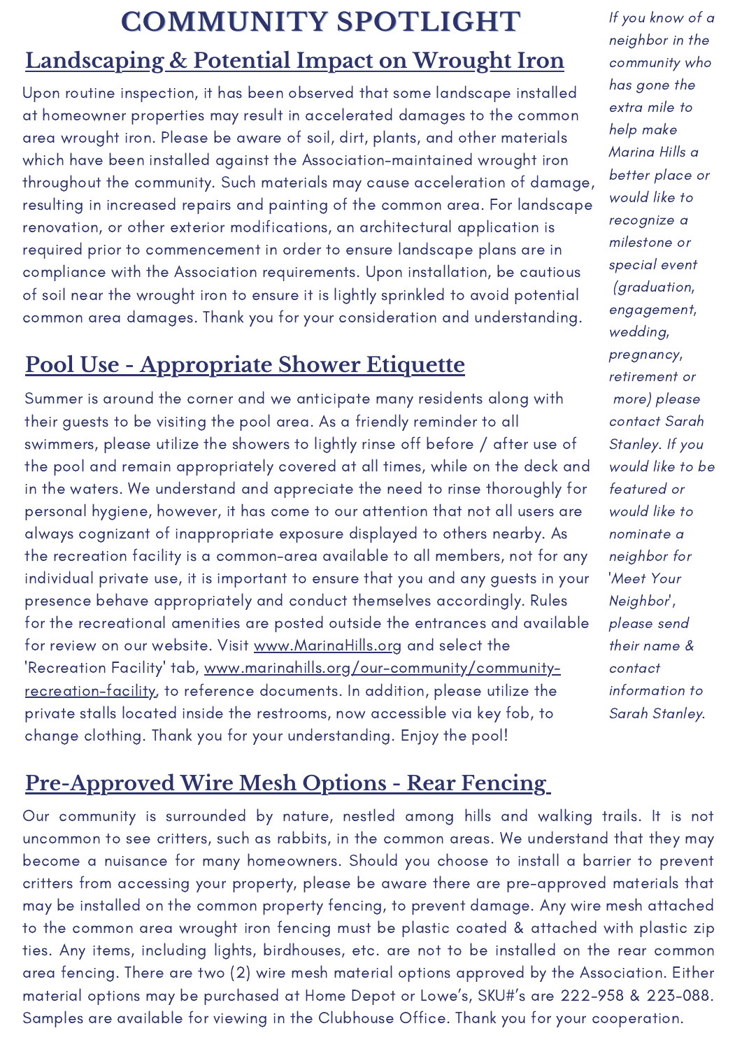# COMMUNITY SPOTLIGHT

## Landscaping & Potential Impact on Wrought Iron

Upon routine inspection, it has been observed that some landscape installed at homeowner properties may result in accelerated damages to the common area wrought iron. Please be aware of soil, dirt, plants, and other materials which have been installed against the Association-maintained wrought iron throughout the community. Such materials may cause acceleration of damage, resulting in increased repairs and painting of the common area. For landscape renovation, or other exterior modifications, an architectural application is required prior to commencement in order to ensure landscape plans are in compliance with the Association requirements. Upon installation, be cautious of soil near the wrought iron to ensure it is lightly sprinkled to avoid potential common area damages. Thank you for your consideration and understanding.

## Pool Use - Appropriate Shower Etiquette

Summer is around the corner and we anticipate many residents along with their guests to be visiting the pool area. As a friendly reminder to all swimmers, please utilize the showers to lightly rinse off before / after use of the pool and remain appropriately covered at all times, while on the deck and in the waters. We understand and appreciate the need to rinse thoroughly for personal hygiene, however, it has come to our attention that not all users are always cognizant of inappropriate exposure displayed to others nearby. As the recreation facility is a common-area available to all members, not for any individual private use, it is important to ensure that you and any guests in your presence behave appropriately and conduct themselves accordingly. Rules for the recreational amenities are posted outside the entrances and available for review on our website. Visit www.MarinaHills.org and select the 'Recreation Facility' tab, www.marinahills.org/our-community/community-recreation-facility, to reference documents. In addition, please utilize the private stalls located inside the restrooms, now accessible via key fob, to change clothing. Thank you for your understanding. Enjoy the pool!

*If you know of a neighbor in the community who has gone the extra mile to help make Marina Hills a better place or would like to recognize a milestone or special event (graduation, engagement, wedding, pregnancy, retirement or more) please contact Sarah Stanley. If you would like to be featured or would like to nominate a neighbor for 'Meet Your Neighbor', please send their name & contact information to Sarah Stanley.*

## Pre-Approved Wire Mesh Options - Rear Fencing

Our community is surrounded by nature, nestled among hills and walking trails. It is not uncommon to see critters, such as rabbits, in the common areas. We understand that they may become a nuisance for many homeowners. Should you choose to install a barrier to prevent critters from accessing your property, please be aware there are pre-approved materials that may be installed on the common property fencing, to prevent damage. Any wire mesh attached to the common area wrought iron fencing must be plastic coated & attached with plastic zip ties. Any items, including lights, birdhouses, etc. are not to be installed on the rear common area fencing. There are two (2) wire mesh material options approved by the Association. Either material options may be purchased at Home Depot or Lowe's, SKU#'s are 222-958 & 223-088. Samples are available for viewing in the Clubhouse Office. Thank you for your cooperation.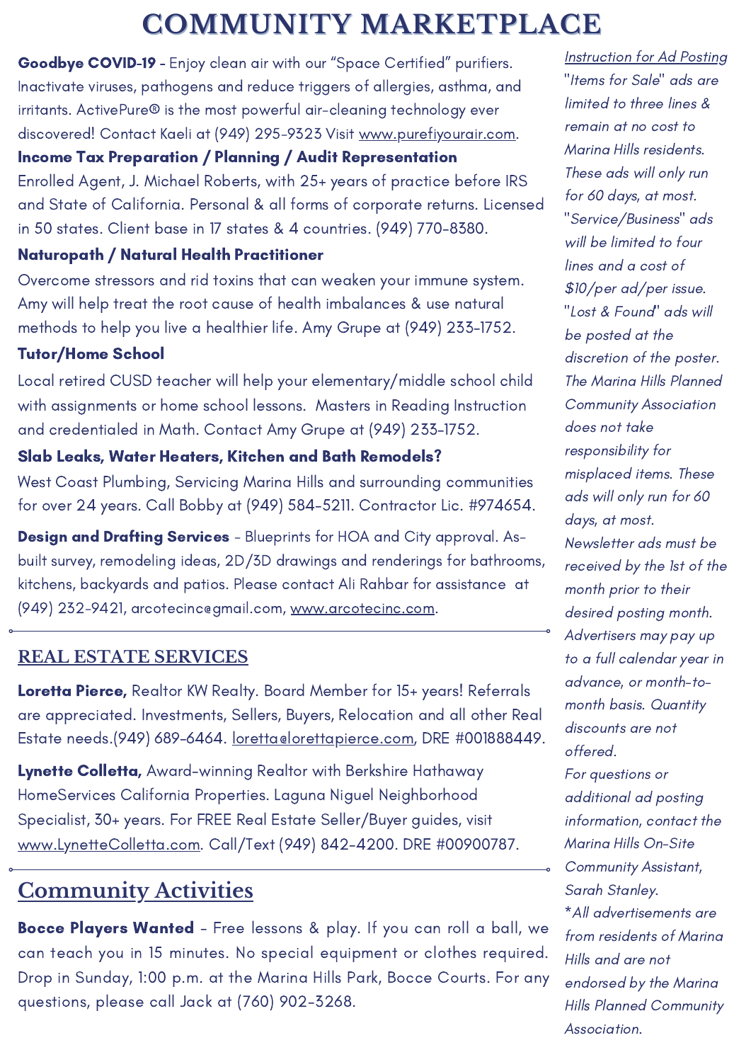# COMMUNITY MARKETPLACE

**Goodbye COVID-19** - Enjoy clean air with our "Space Certified" purifiers. Inactivate viruses, pathogens and reduce triggers of allergies, asthma, and irritants. ActivePure® is the most powerful air-cleaning technology ever discovered! Contact Kaeli at (949) 295-9323 Visit www.purefiyourair.com.

**Income Tax Preparation / Planning / Audit Representation**
Enrolled Agent, J. Michael Roberts, with 25+ years of practice before IRS and State of California. Personal & all forms of corporate returns. Licensed in 50 states. Client base in 17 states & 4 countries. (949) 770-8380.

**Naturopath / Natural Health Practitioner**
Overcome stressors and rid toxins that can weaken your immune system. Amy will help treat the root cause of health imbalances & use natural methods to help you live a healthier life. Amy Grupe at (949) 233-1752.

**Tutor/Home School**
Local retired CUSD teacher will help your elementary/middle school child with assignments or home school lessons. Masters in Reading Instruction and credentialed in Math. Contact Amy Grupe at (949) 233-1752.

**Slab Leaks, Water Heaters, Kitchen and Bath Remodels?**
West Coast Plumbing, Servicing Marina Hills and surrounding communities for over 24 years. Call Bobby at (949) 584-5211. Contractor Lic. #974654.

**Design and Drafting Services** - Blueprints for HOA and City approval. As-built survey, remodeling ideas, 2D/3D drawings and renderings for bathrooms, kitchens, backyards and patios. Please contact Ali Rahbar for assistance at (949) 232-9421, arcotecinc@gmail.com, www.arcotecinc.com.

## REAL ESTATE SERVICES

**Loretta Pierce,** Realtor KW Realty. Board Member for 15+ years! Referrals are appreciated. Investments, Sellers, Buyers, Relocation and all other Real Estate needs.(949) 689-6464. loretta@lorettapierce.com, DRE #001888449.

**Lynette Colletta,** Award-winning Realtor with Berkshire Hathaway HomeServices California Properties. Laguna Niguel Neighborhood Specialist, 30+ years. For FREE Real Estate Seller/Buyer guides, visit www.LynetteColletta.com. Call/Text (949) 842-4200. DRE #00900787.

## Community Activities

**Bocce Players Wanted** - Free lessons & play. If you can roll a ball, we can teach you in 15 minutes. No special equipment or clothes required. Drop in Sunday, 1:00 p.m. at the Marina Hills Park, Bocce Courts. For any questions, please call Jack at (760) 902-3268.

*Instruction for Ad Posting*

*"Items for Sale" ads are limited to three lines & remain at no cost to Marina Hills residents. These ads will only run for 60 days, at most. "Service/Business" ads will be limited to four lines and a cost of $10/per ad/per issue. "Lost & Found" ads will be posted at the discretion of the poster. The Marina Hills Planned Community Association does not take responsibility for misplaced items. These ads will only run for 60 days, at most. Newsletter ads must be received by the 1st of the month prior to their desired posting month. Advertisers may pay up to a full calendar year in advance, or month-to-month basis. Quantity discounts are not offered.*

*For questions or additional ad posting information, contact the Marina Hills On-Site Community Assistant, Sarah Stanley.*

*\*All advertisements are from residents of Marina Hills and are not endorsed by the Marina Hills Planned Community Association.*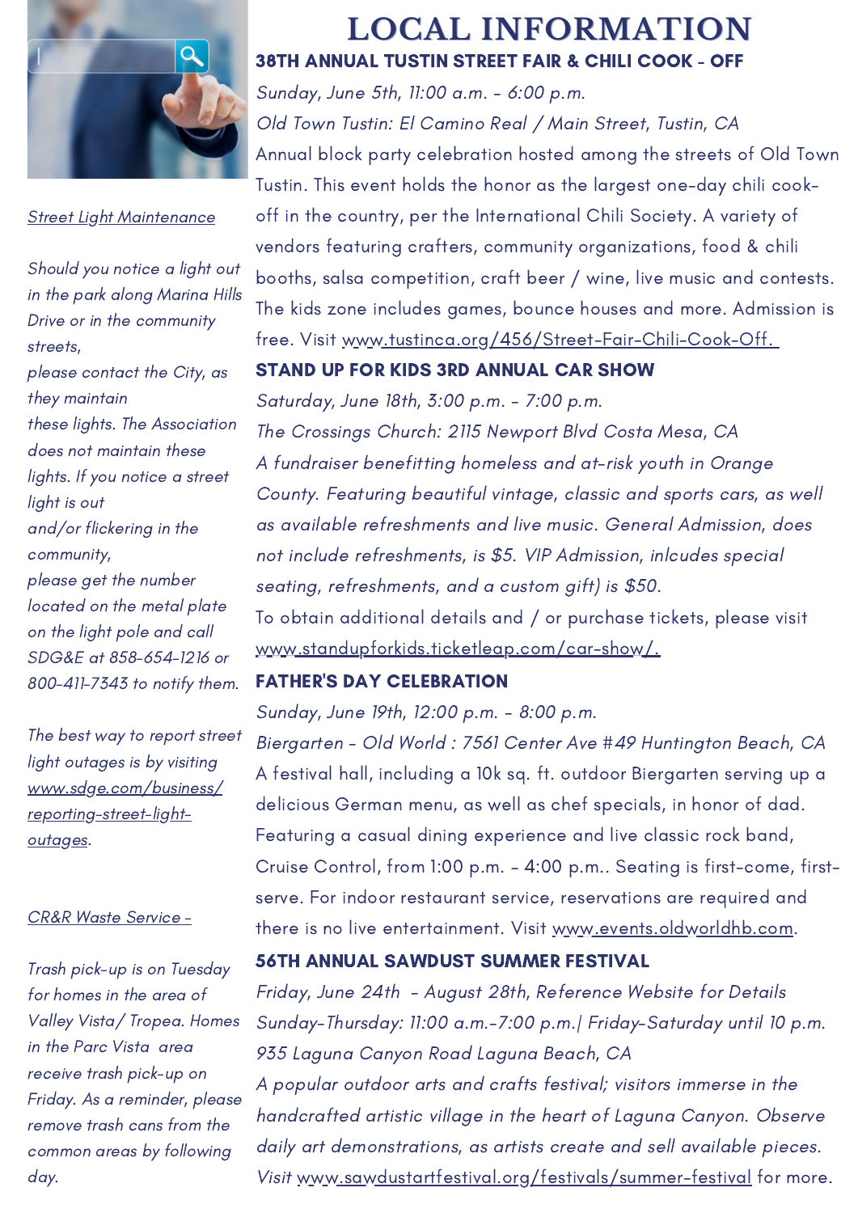# LOCAL INFORMATION

## 38TH ANNUAL TUSTIN STREET FAIR & CHILI COOK - OFF

*Sunday, June 5th, 11:00 a.m. - 6:00 p.m.*

*Old Town Tustin: El Camino Real / Main Street, Tustin, CA*

Annual block party celebration hosted among the streets of Old Town Tustin. This event holds the honor as the largest one-day chili cook-off in the country, per the International Chili Society. A variety of vendors featuring crafters, community organizations, food & chili booths, salsa competition, craft beer / wine, live music and contests. The kids zone includes games, bounce houses and more. Admission is free. Visit www.tustinca.org/456/Street-Fair-Chili-Cook-Off.

## STAND UP FOR KIDS 3RD ANNUAL CAR SHOW

*Saturday, June 18th, 3:00 p.m. - 7:00 p.m.*

*The Crossings Church: 2115 Newport Blvd Costa Mesa, CA*

*A fundraiser benefitting homeless and at-risk youth in Orange County. Featuring beautiful vintage, classic and sports cars, as well as available refreshments and live music. General Admission, does not include refreshments, is $5. VIP Admission, inlcudes special seating, refreshments, and a custom gift) is $50.*

To obtain additional details and / or purchase tickets, please visit www.standupforkids.ticketleap.com/car-show/.

## FATHER'S DAY CELEBRATION

*Sunday, June 19th, 12:00 p.m. - 8:00 p.m.*

*Biergarten - Old World : 7561 Center Ave #49 Huntington Beach, CA*

A festival hall, including a 10k sq. ft. outdoor Biergarten serving up a delicious German menu, as well as chef specials, in honor of dad. Featuring a casual dining experience and live classic rock band, Cruise Control, from 1:00 p.m. - 4:00 p.m.. Seating is first-come, first-serve. For indoor restaurant service, reservations are required and there is no live entertainment. Visit www.events.oldworldhb.com.

## 56TH ANNUAL SAWDUST SUMMER FESTIVAL

*Friday, June 24th - August 28th, Reference Website for Details*

*Sunday-Thursday: 11:00 a.m.-7:00 p.m.| Friday-Saturday until 10 p.m.*

*935 Laguna Canyon Road Laguna Beach, CA*

*A popular outdoor arts and crafts festival; visitors immerse in the handcrafted artistic village in the heart of Laguna Canyon. Observe daily art demonstrations, as artists create and sell available pieces. Visit www.sawdustartfestival.org/festivals/summer-festival for more.*

*Street Light Maintenance*

*Should you notice a light out in the park along Marina Hills Drive or in the community streets, please contact the City, as they maintain these lights. The Association does not maintain these lights. If you notice a street light is out and/or flickering in the community, please get the number located on the metal plate on the light pole and call SDG&E at 858-654-1216 or 800-411-7343 to notify them.*

*The best way to report street light outages is by visiting www.sdge.com/business/reporting-street-light-outages.*

*CR&R Waste Service -*

*Trash pick-up is on Tuesday for homes in the area of Valley Vista/ Tropea. Homes in the Parc Vista area receive trash pick-up on Friday. As a reminder, please remove trash cans from the common areas by following day.*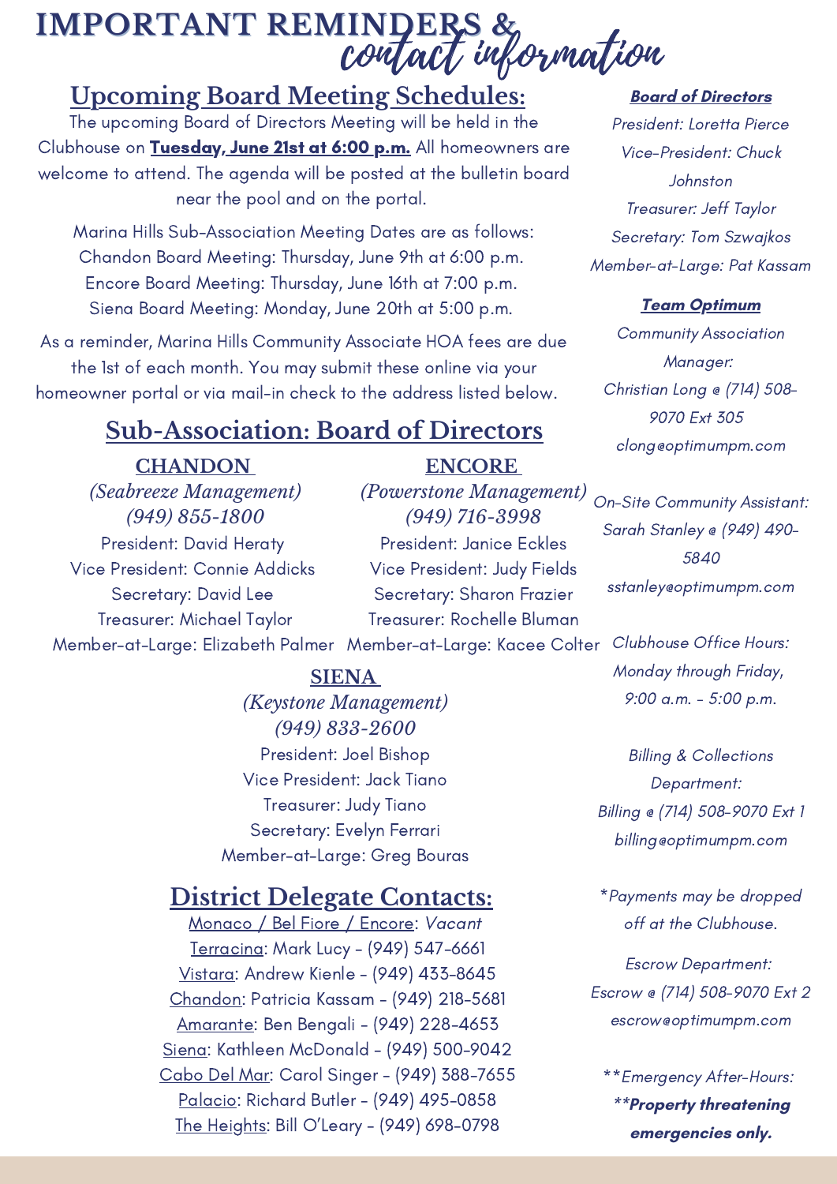# IMPORTANT REMINDERS & *contact information*

## Upcoming Board Meeting Schedules:

The upcoming Board of Directors Meeting will be held in the Clubhouse on **Tuesday, June 21st at 6:00 p.m.** All homeowners are welcome to attend. The agenda will be posted at the bulletin board near the pool and on the portal.

Marina Hills Sub-Association Meeting Dates are as follows:
Chandon Board Meeting: Thursday, June 9th at 6:00 p.m.
Encore Board Meeting: Thursday, June 16th at 7:00 p.m.
Siena Board Meeting: Monday, June 20th at 5:00 p.m.

As a reminder, Marina Hills Community Associate HOA fees are due the 1st of each month. You may submit these online via your homeowner portal or via mail-in check to the address listed below.

## Sub-Association: Board of Directors

### CHANDON

*(Seabreeze Management)*
*(949) 855-1800*

President: David Heraty
Vice President: Connie Addicks
Secretary: David Lee
Treasurer: Michael Taylor
Member-at-Large: Elizabeth Palmer

### ENCORE

*(Powerstone Management)*
*(949) 716-3998*

President: Janice Eckles
Vice President: Judy Fields
Secretary: Sharon Frazier
Treasurer: Rochelle Bluman
Member-at-Large: Kacee Colter

### SIENA

*(Keystone Management)*
*(949) 833-2600*

President: Joel Bishop
Vice President: Jack Tiano
Treasurer: Judy Tiano
Secretary: Evelyn Ferrari
Member-at-Large: Greg Bouras

## District Delegate Contacts:

Monaco / Bel Fiore / Encore: *Vacant*
Terracina: Mark Lucy - (949) 547-6661
Vistara: Andrew Kienle - (949) 433-8645
Chandon: Patricia Kassam - (949) 218-5681
Amarante: Ben Bengali - (949) 228-4653
Siena: Kathleen McDonald - (949) 500-9042
Cabo Del Mar: Carol Singer - (949) 388-7655
Palacio: Richard Butler - (949) 495-0858
The Heights: Bill O'Leary - (949) 698-0798

***Board of Directors***

*President: Loretta Pierce*
*Vice-President: Chuck Johnston*
*Treasurer: Jeff Taylor*
*Secretary: Tom Szwajkos*
*Member-at-Large: Pat Kassam*

***Team Optimum***

*Community Association Manager:*
*Christian Long @ (714) 508-9070 Ext 305*
*clong@optimumpm.com*

*On-Site Community Assistant:*
*Sarah Stanley @ (949) 490-5840*
*sstanley@optimumpm.com*

*Clubhouse Office Hours:*
*Monday through Friday, 9:00 a.m. - 5:00 p.m.*

*Billing & Collections Department:*
*Billing @ (714) 508-9070 Ext 1*
*billing@optimumpm.com*

**Payments may be dropped off at the Clubhouse.*

*Escrow Department:*
*Escrow @ (714) 508-9070 Ext 2*
*escrow@optimumpm.com*

***Emergency After-Hours:*
***\*\*Property threatening emergencies only.***